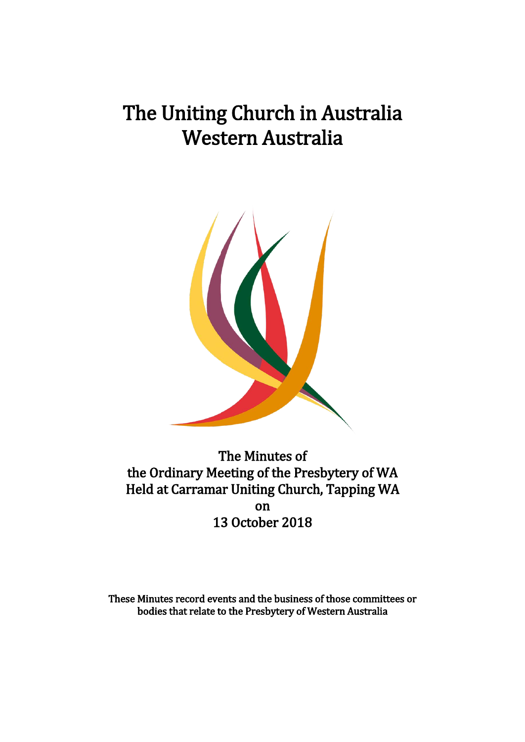# The Uniting Church in Australia
# Western Australia

The Minutes of
the Ordinary Meeting of the Presbytery of WA
Held at Carramar Uniting Church, Tapping WA
on
13 October 2018

**These Minutes record events and the business of those committees or bodies that relate to the Presbytery of Western Australia**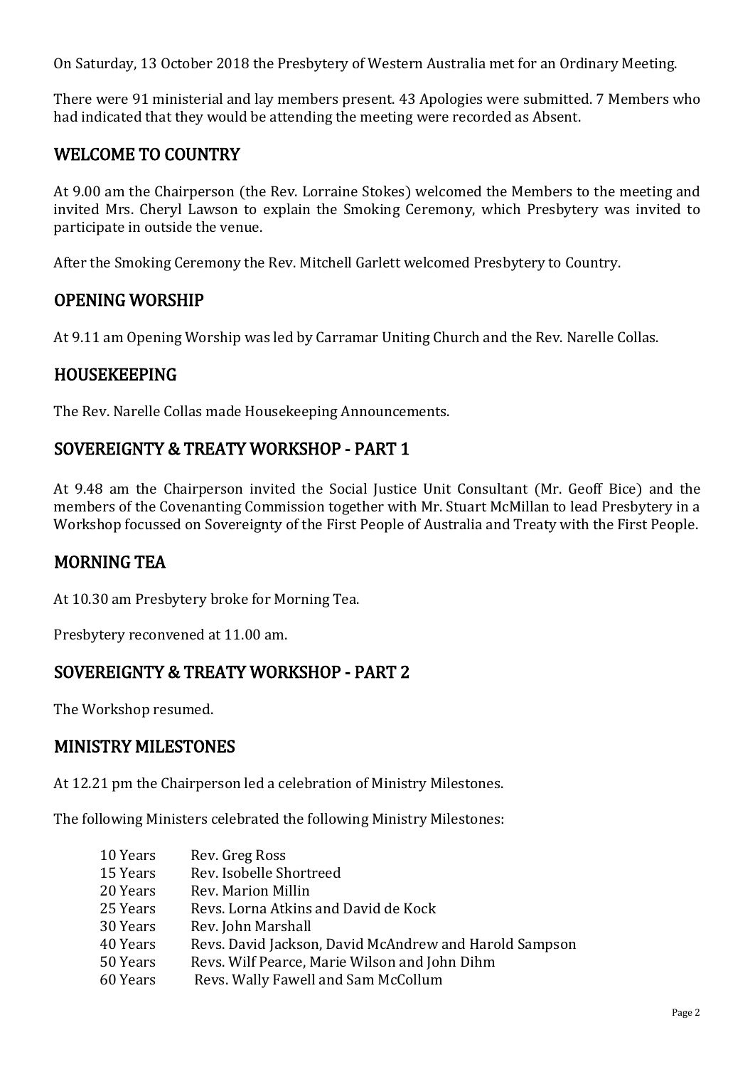On Saturday, 13 October 2018 the Presbytery of Western Australia met for an Ordinary Meeting.

There were 91 ministerial and lay members present. 43 Apologies were submitted. 7 Members who had indicated that they would be attending the meeting were recorded as Absent.

## WELCOME TO COUNTRY

At 9.00 am the Chairperson (the Rev. Lorraine Stokes) welcomed the Members to the meeting and invited Mrs. Cheryl Lawson to explain the Smoking Ceremony, which Presbytery was invited to participate in outside the venue.

After the Smoking Ceremony the Rev. Mitchell Garlett welcomed Presbytery to Country.

## OPENING WORSHIP

At 9.11 am Opening Worship was led by Carramar Uniting Church and the Rev. Narelle Collas.

## HOUSEKEEPING

The Rev. Narelle Collas made Housekeeping Announcements.

## SOVEREIGNTY & TREATY WORKSHOP - PART 1

At 9.48 am the Chairperson invited the Social Justice Unit Consultant (Mr. Geoff Bice) and the members of the Covenanting Commission together with Mr. Stuart McMillan to lead Presbytery in a Workshop focussed on Sovereignty of the First People of Australia and Treaty with the First People.

## MORNING TEA

At 10.30 am Presbytery broke for Morning Tea.

Presbytery reconvened at 11.00 am.

## SOVEREIGNTY & TREATY WORKSHOP - PART 2

The Workshop resumed.

## MINISTRY MILESTONES

At 12.21 pm the Chairperson led a celebration of Ministry Milestones.

The following Ministers celebrated the following Ministry Milestones:

| | |
|---|---|
| 10 Years | Rev. Greg Ross |
| 15 Years | Rev. Isobelle Shortreed |
| 20 Years | Rev. Marion Millin |
| 25 Years | Revs. Lorna Atkins and David de Kock |
| 30 Years | Rev. John Marshall |
| 40 Years | Revs. David Jackson, David McAndrew and Harold Sampson |
| 50 Years | Revs. Wilf Pearce, Marie Wilson and John Dihm |
| 60 Years | Revs. Wally Fawell and Sam McCollum |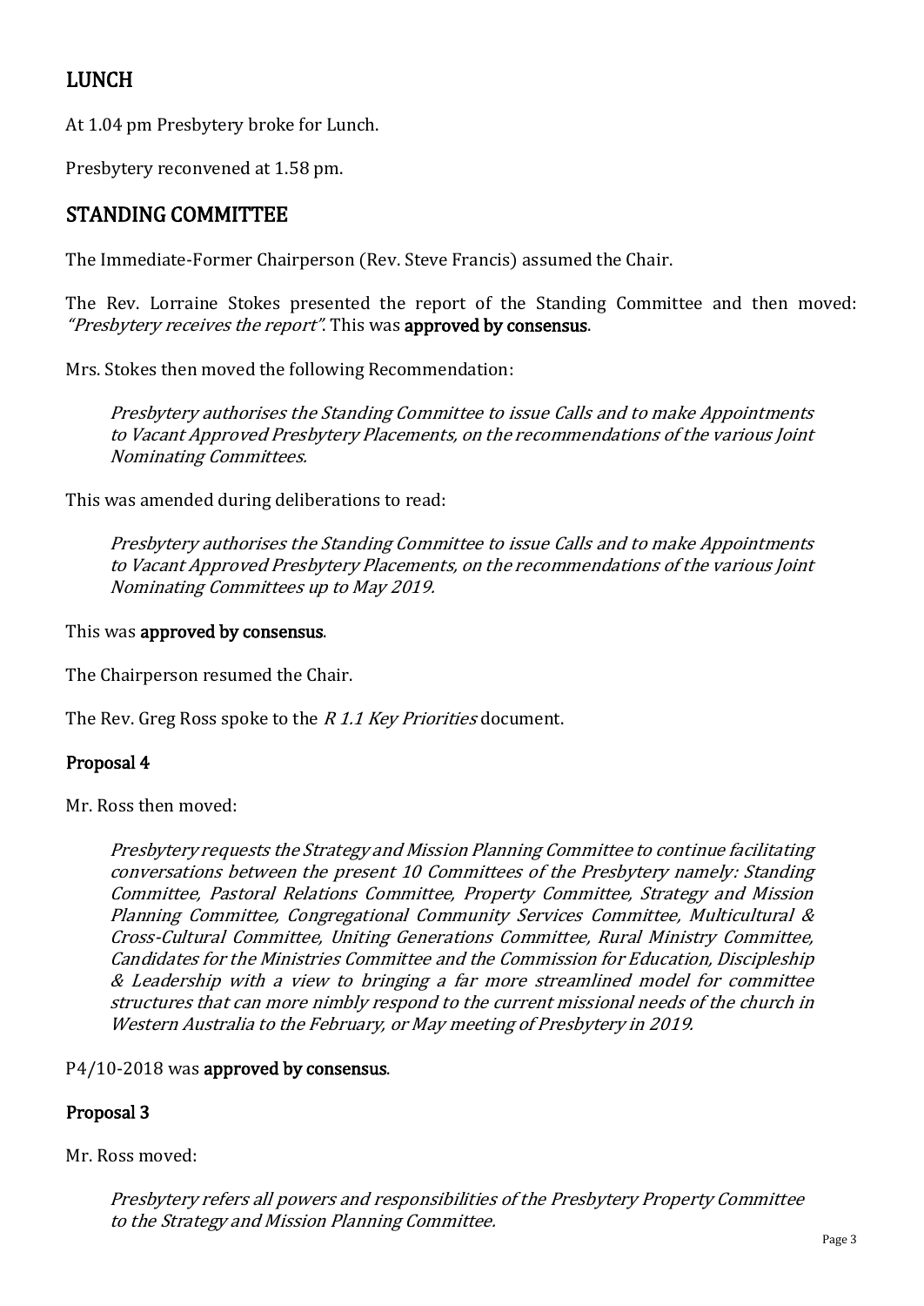## LUNCH

At 1.04 pm Presbytery broke for Lunch.

Presbytery reconvened at 1.58 pm.

## STANDING COMMITTEE

The Immediate-Former Chairperson (Rev. Steve Francis) assumed the Chair.

The Rev. Lorraine Stokes presented the report of the Standing Committee and then moved: *"Presbytery receives the report"*. This was **approved by consensus**.

Mrs. Stokes then moved the following Recommendation:

> *Presbytery authorises the Standing Committee to issue Calls and to make Appointments to Vacant Approved Presbytery Placements, on the recommendations of the various Joint Nominating Committees.*

This was amended during deliberations to read:

> *Presbytery authorises the Standing Committee to issue Calls and to make Appointments to Vacant Approved Presbytery Placements, on the recommendations of the various Joint Nominating Committees up to May 2019.*

This was **approved by consensus**.

The Chairperson resumed the Chair.

The Rev. Greg Ross spoke to the *R 1.1 Key Priorities* document.

### Proposal 4

Mr. Ross then moved:

> *Presbytery requests the Strategy and Mission Planning Committee to continue facilitating conversations between the present 10 Committees of the Presbytery namely: Standing Committee, Pastoral Relations Committee, Property Committee, Strategy and Mission Planning Committee, Congregational Community Services Committee, Multicultural & Cross-Cultural Committee, Uniting Generations Committee, Rural Ministry Committee, Candidates for the Ministries Committee and the Commission for Education, Discipleship & Leadership with a view to bringing a far more streamlined model for committee structures that can more nimbly respond to the current missional needs of the church in Western Australia to the February, or May meeting of Presbytery in 2019.*

P4/10-2018 was **approved by consensus**.

### Proposal 3

Mr. Ross moved:

> *Presbytery refers all powers and responsibilities of the Presbytery Property Committee to the Strategy and Mission Planning Committee.*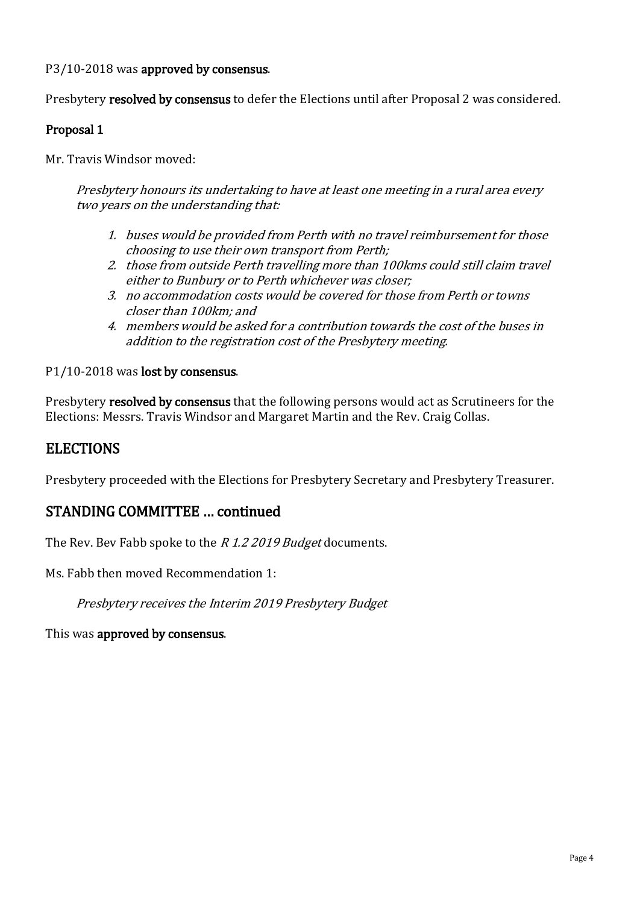P3/10-2018 was **approved by consensus**.

Presbytery **resolved by consensus** to defer the Elections until after Proposal 2 was considered.

### Proposal 1

Mr. Travis Windsor moved:

> *Presbytery honours its undertaking to have at least one meeting in a rural area every two years on the understanding that:*
>
> 1. *buses would be provided from Perth with no travel reimbursement for those choosing to use their own transport from Perth;*
> 2. *those from outside Perth travelling more than 100kms could still claim travel either to Bunbury or to Perth whichever was closer;*
> 3. *no accommodation costs would be covered for those from Perth or towns closer than 100km; and*
> 4. *members would be asked for a contribution towards the cost of the buses in addition to the registration cost of the Presbytery meeting.*

P1/10-2018 was **lost by consensus**.

Presbytery **resolved by consensus** that the following persons would act as Scrutineers for the Elections: Messrs. Travis Windsor and Margaret Martin and the Rev. Craig Collas.

## ELECTIONS

Presbytery proceeded with the Elections for Presbytery Secretary and Presbytery Treasurer.

## STANDING COMMITTEE … continued

The Rev. Bev Fabb spoke to the *R 1.2 2019 Budget* documents.

Ms. Fabb then moved Recommendation 1:

> *Presbytery receives the Interim 2019 Presbytery Budget*

This was **approved by consensus**.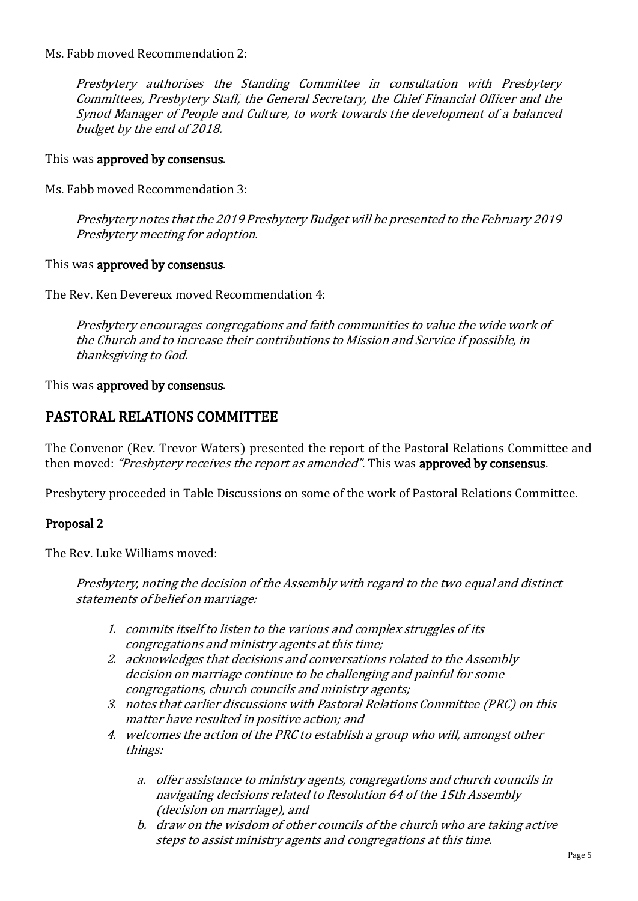Ms. Fabb moved Recommendation 2:

> *Presbytery authorises the Standing Committee in consultation with Presbytery Committees, Presbytery Staff, the General Secretary, the Chief Financial Officer and the Synod Manager of People and Culture, to work towards the development of a balanced budget by the end of 2018.*

This was **approved by consensus**.

Ms. Fabb moved Recommendation 3:

> *Presbytery notes that the 2019 Presbytery Budget will be presented to the February 2019 Presbytery meeting for adoption.*

This was **approved by consensus**.

The Rev. Ken Devereux moved Recommendation 4:

> *Presbytery encourages congregations and faith communities to value the wide work of the Church and to increase their contributions to Mission and Service if possible, in thanksgiving to God.*

This was **approved by consensus**.

## PASTORAL RELATIONS COMMITTEE

The Convenor (Rev. Trevor Waters) presented the report of the Pastoral Relations Committee and then moved: *"Presbytery receives the report as amended"*. This was **approved by consensus**.

Presbytery proceeded in Table Discussions on some of the work of Pastoral Relations Committee.

### Proposal 2

The Rev. Luke Williams moved:

> *Presbytery, noting the decision of the Assembly with regard to the two equal and distinct statements of belief on marriage:*
>
> 1. *commits itself to listen to the various and complex struggles of its congregations and ministry agents at this time;*
> 2. *acknowledges that decisions and conversations related to the Assembly decision on marriage continue to be challenging and painful for some congregations, church councils and ministry agents;*
> 3. *notes that earlier discussions with Pastoral Relations Committee (PRC) on this matter have resulted in positive action; and*
> 4. *welcomes the action of the PRC to establish a group who will, amongst other things:*
>    - a. *offer assistance to ministry agents, congregations and church councils in navigating decisions related to Resolution 64 of the 15th Assembly (decision on marriage), and*
>    - b. *draw on the wisdom of other councils of the church who are taking active steps to assist ministry agents and congregations at this time.*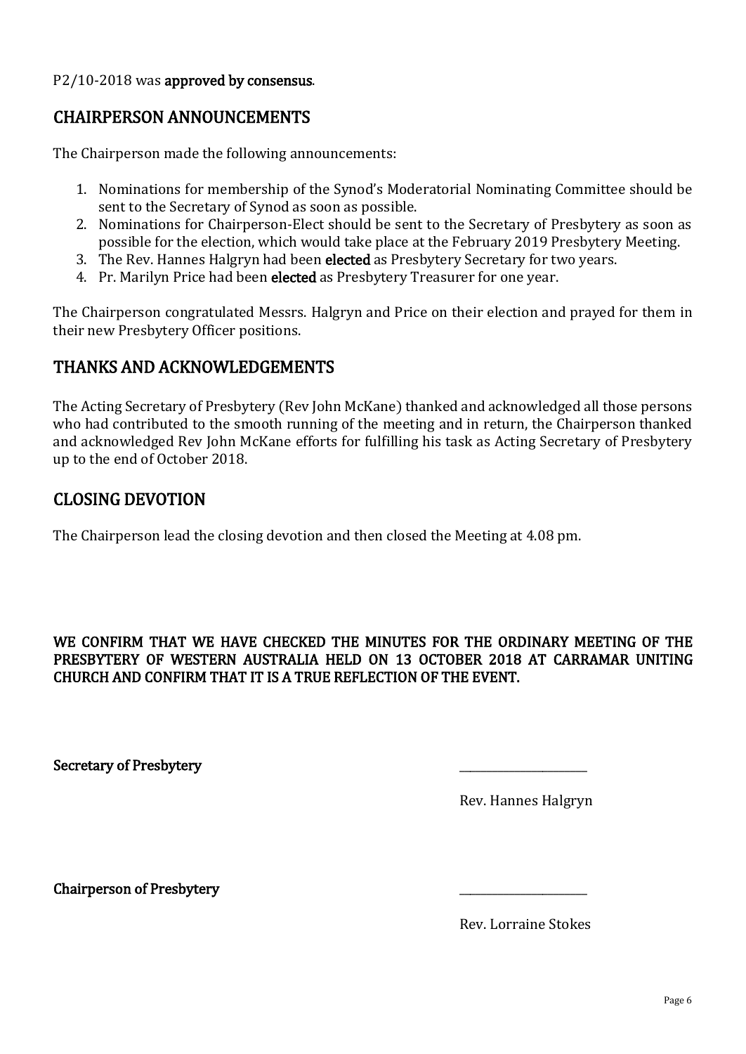P2/10-2018 was **approved by consensus**.

## CHAIRPERSON ANNOUNCEMENTS

The Chairperson made the following announcements:

1. Nominations for membership of the Synod's Moderatorial Nominating Committee should be sent to the Secretary of Synod as soon as possible.
2. Nominations for Chairperson-Elect should be sent to the Secretary of Presbytery as soon as possible for the election, which would take place at the February 2019 Presbytery Meeting.
3. The Rev. Hannes Halgryn had been **elected** as Presbytery Secretary for two years.
4. Pr. Marilyn Price had been **elected** as Presbytery Treasurer for one year.

The Chairperson congratulated Messrs. Halgryn and Price on their election and prayed for them in their new Presbytery Officer positions.

## THANKS AND ACKNOWLEDGEMENTS

The Acting Secretary of Presbytery (Rev John McKane) thanked and acknowledged all those persons who had contributed to the smooth running of the meeting and in return, the Chairperson thanked and acknowledged Rev John McKane efforts for fulfilling his task as Acting Secretary of Presbytery up to the end of October 2018.

## CLOSING DEVOTION

The Chairperson lead the closing devotion and then closed the Meeting at 4.08 pm.

**WE CONFIRM THAT WE HAVE CHECKED THE MINUTES FOR THE ORDINARY MEETING OF THE PRESBYTERY OF WESTERN AUSTRALIA HELD ON 13 OCTOBER 2018 AT CARRAMAR UNITING CHURCH AND CONFIRM THAT IT IS A TRUE REFLECTION OF THE EVENT.**

**Secretary of Presbytery** \_\_\_\_\_\_\_\_\_\_\_\_\_\_\_\_\_\_\_\_

Rev. Hannes Halgryn

**Chairperson of Presbytery** \_\_\_\_\_\_\_\_\_\_\_\_\_\_\_\_\_\_\_\_

Rev. Lorraine Stokes